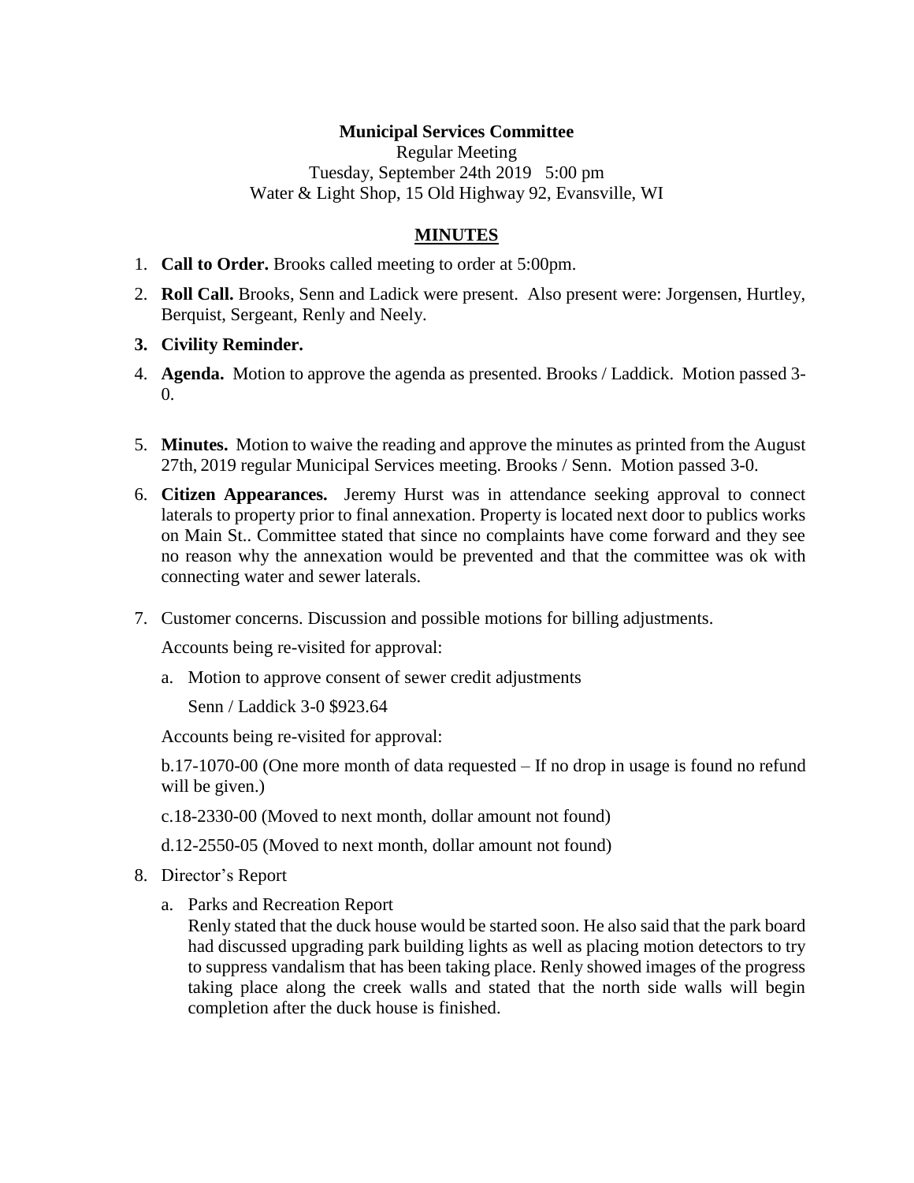**Municipal Services Committee**

Regular Meeting
Tuesday, September 24th 2019 5:00 pm
Water & Light Shop, 15 Old Highway 92, Evansville, WI

**MINUTES**

1. **Call to Order.** Brooks called meeting to order at 5:00pm.
2. **Roll Call.** Brooks, Senn and Ladick were present. Also present were: Jorgensen, Hurtley, Berquist, Sergeant, Renly and Neely.
3. **Civility Reminder.**
4. **Agenda.** Motion to approve the agenda as presented. Brooks / Laddick. Motion passed 3-0.
5. **Minutes.** Motion to waive the reading and approve the minutes as printed from the August 27th, 2019 regular Municipal Services meeting. Brooks / Senn. Motion passed 3-0.
6. **Citizen Appearances.** Jeremy Hurst was in attendance seeking approval to connect laterals to property prior to final annexation. Property is located next door to publics works on Main St.. Committee stated that since no complaints have come forward and they see no reason why the annexation would be prevented and that the committee was ok with connecting water and sewer laterals.
7. Customer concerns. Discussion and possible motions for billing adjustments.

   Accounts being re-visited for approval:

   a. Motion to approve consent of sewer credit adjustments

      Senn / Laddick 3-0 $923.64

   Accounts being re-visited for approval:

   b.17-1070-00 (One more month of data requested – If no drop in usage is found no refund will be given.)

   c.18-2330-00 (Moved to next month, dollar amount not found)

   d.12-2550-05 (Moved to next month, dollar amount not found)

8. Director's Report

   a. Parks and Recreation Report

      Renly stated that the duck house would be started soon. He also said that the park board had discussed upgrading park building lights as well as placing motion detectors to try to suppress vandalism that has been taking place. Renly showed images of the progress taking place along the creek walls and stated that the north side walls will begin completion after the duck house is finished.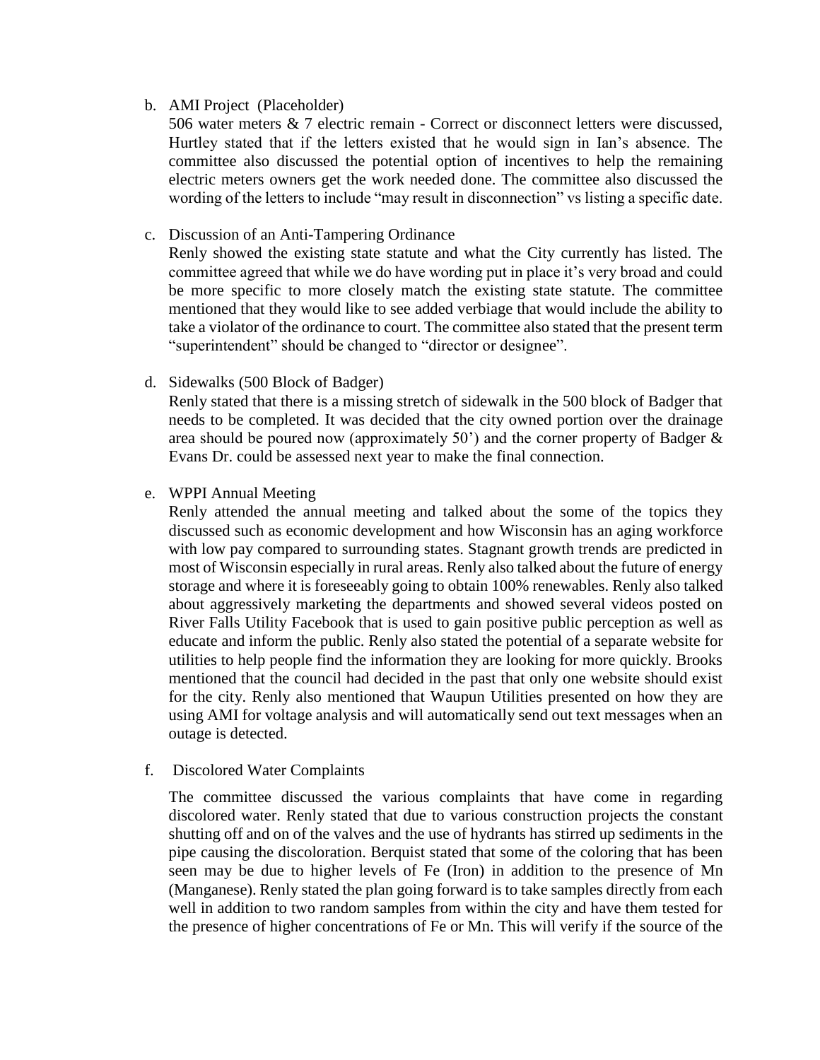b. AMI Project (Placeholder)

506 water meters & 7 electric remain - Correct or disconnect letters were discussed, Hurtley stated that if the letters existed that he would sign in Ian's absence. The committee also discussed the potential option of incentives to help the remaining electric meters owners get the work needed done. The committee also discussed the wording of the letters to include "may result in disconnection" vs listing a specific date.

c. Discussion of an Anti-Tampering Ordinance

Renly showed the existing state statute and what the City currently has listed. The committee agreed that while we do have wording put in place it's very broad and could be more specific to more closely match the existing state statute. The committee mentioned that they would like to see added verbiage that would include the ability to take a violator of the ordinance to court. The committee also stated that the present term "superintendent" should be changed to "director or designee".

d. Sidewalks (500 Block of Badger)

Renly stated that there is a missing stretch of sidewalk in the 500 block of Badger that needs to be completed. It was decided that the city owned portion over the drainage area should be poured now (approximately 50') and the corner property of Badger & Evans Dr. could be assessed next year to make the final connection.

e. WPPI Annual Meeting

Renly attended the annual meeting and talked about the some of the topics they discussed such as economic development and how Wisconsin has an aging workforce with low pay compared to surrounding states. Stagnant growth trends are predicted in most of Wisconsin especially in rural areas. Renly also talked about the future of energy storage and where it is foreseeably going to obtain 100% renewables. Renly also talked about aggressively marketing the departments and showed several videos posted on River Falls Utility Facebook that is used to gain positive public perception as well as educate and inform the public. Renly also stated the potential of a separate website for utilities to help people find the information they are looking for more quickly. Brooks mentioned that the council had decided in the past that only one website should exist for the city. Renly also mentioned that Waupun Utilities presented on how they are using AMI for voltage analysis and will automatically send out text messages when an outage is detected.

f. Discolored Water Complaints

The committee discussed the various complaints that have come in regarding discolored water. Renly stated that due to various construction projects the constant shutting off and on of the valves and the use of hydrants has stirred up sediments in the pipe causing the discoloration. Berquist stated that some of the coloring that has been seen may be due to higher levels of Fe (Iron) in addition to the presence of Mn (Manganese). Renly stated the plan going forward is to take samples directly from each well in addition to two random samples from within the city and have them tested for the presence of higher concentrations of Fe or Mn. This will verify if the source of the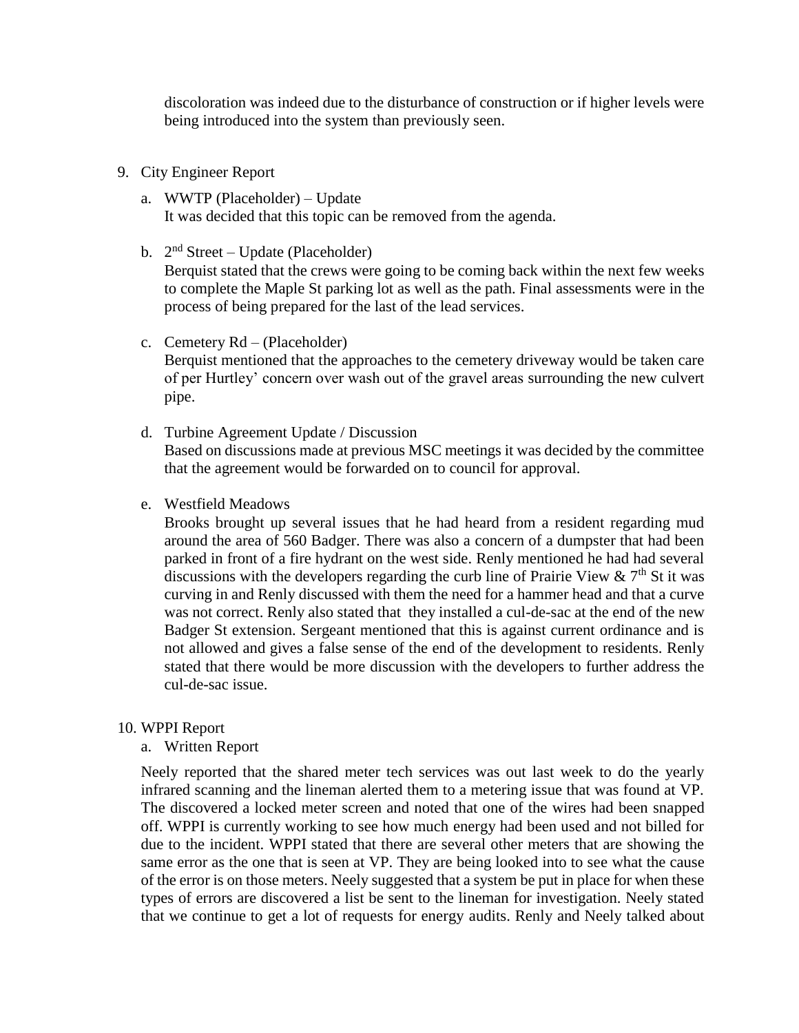discoloration was indeed due to the disturbance of construction or if higher levels were being introduced into the system than previously seen.

9. City Engineer Report
   a. WWTP (Placeholder) – Update
      It was decided that this topic can be removed from the agenda.
   b. 2nd Street – Update (Placeholder)
      Berquist stated that the crews were going to be coming back within the next few weeks to complete the Maple St parking lot as well as the path. Final assessments were in the process of being prepared for the last of the lead services.
   c. Cemetery Rd – (Placeholder)
      Berquist mentioned that the approaches to the cemetery driveway would be taken care of per Hurtley' concern over wash out of the gravel areas surrounding the new culvert pipe.
   d. Turbine Agreement Update / Discussion
      Based on discussions made at previous MSC meetings it was decided by the committee that the agreement would be forwarded on to council for approval.
   e. Westfield Meadows
      Brooks brought up several issues that he had heard from a resident regarding mud around the area of 560 Badger. There was also a concern of a dumpster that had been parked in front of a fire hydrant on the west side. Renly mentioned he had had several discussions with the developers regarding the curb line of Prairie View & 7th St it was curving in and Renly discussed with them the need for a hammer head and that a curve was not correct. Renly also stated that they installed a cul-de-sac at the end of the new Badger St extension. Sergeant mentioned that this is against current ordinance and is not allowed and gives a false sense of the end of the development to residents. Renly stated that there would be more discussion with the developers to further address the cul-de-sac issue.

10. WPPI Report
    a. Written Report

Neely reported that the shared meter tech services was out last week to do the yearly infrared scanning and the lineman alerted them to a metering issue that was found at VP. The discovered a locked meter screen and noted that one of the wires had been snapped off. WPPI is currently working to see how much energy had been used and not billed for due to the incident. WPPI stated that there are several other meters that are showing the same error as the one that is seen at VP. They are being looked into to see what the cause of the error is on those meters. Neely suggested that a system be put in place for when these types of errors are discovered a list be sent to the lineman for investigation. Neely stated that we continue to get a lot of requests for energy audits. Renly and Neely talked about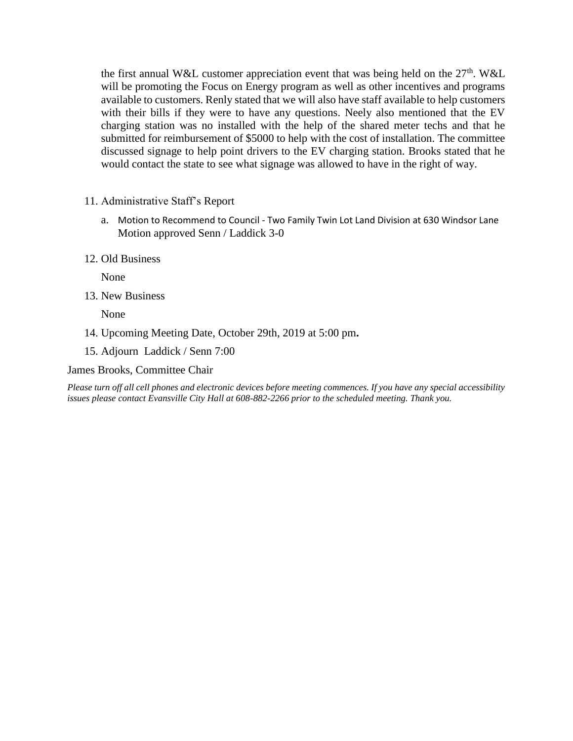the first annual W&L customer appreciation event that was being held on the 27th. W&L will be promoting the Focus on Energy program as well as other incentives and programs available to customers. Renly stated that we will also have staff available to help customers with their bills if they were to have any questions. Neely also mentioned that the EV charging station was no installed with the help of the shared meter techs and that he submitted for reimbursement of $5000 to help with the cost of installation. The committee discussed signage to help point drivers to the EV charging station. Brooks stated that he would contact the state to see what signage was allowed to have in the right of way.

11. Administrative Staff's Report
    a. Motion to Recommend to Council - Two Family Twin Lot Land Division at 630 Windsor Lane
       Motion approved Senn / Laddick 3-0
12. Old Business

    None
13. New Business

    None
14. Upcoming Meeting Date, October 29th, 2019 at 5:00 pm**.**
15. Adjourn Laddick / Senn 7:00

James Brooks, Committee Chair

*Please turn off all cell phones and electronic devices before meeting commences. If you have any special accessibility issues please contact Evansville City Hall at 608-882-2266 prior to the scheduled meeting. Thank you.*